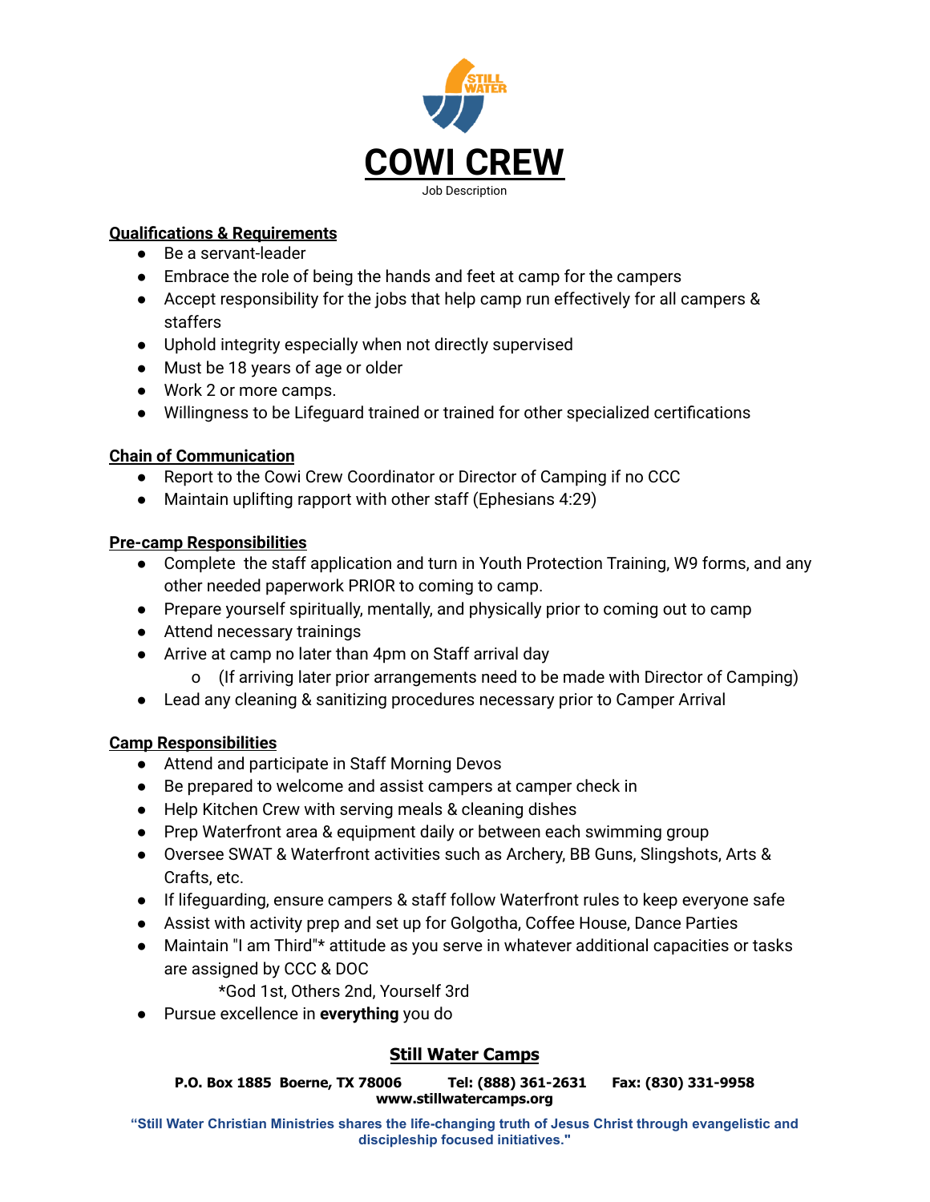# COWI CREW

Job Description

## Qualifications & Requirements

- Be a servant-leader
- Embrace the role of being the hands and feet at camp for the campers
- Accept responsibility for the jobs that help camp run effectively for all campers & staffers
- Uphold integrity especially when not directly supervised
- Must be 18 years of age or older
- Work 2 or more camps.
- Willingness to be Lifeguard trained or trained for other specialized certifications

## Chain of Communication

- Report to the Cowi Crew Coordinator or Director of Camping if no CCC
- Maintain uplifting rapport with other staff (Ephesians 4:29)

## Pre-camp Responsibilities

- Complete the staff application and turn in Youth Protection Training, W9 forms, and any other needed paperwork PRIOR to coming to camp.
- Prepare yourself spiritually, mentally, and physically prior to coming out to camp
- Attend necessary trainings
- Arrive at camp no later than 4pm on Staff arrival day
  - (If arriving later prior arrangements need to be made with Director of Camping)
- Lead any cleaning & sanitizing procedures necessary prior to Camper Arrival

## Camp Responsibilities

- Attend and participate in Staff Morning Devos
- Be prepared to welcome and assist campers at camper check in
- Help Kitchen Crew with serving meals & cleaning dishes
- Prep Waterfront area & equipment daily or between each swimming group
- Oversee SWAT & Waterfront activities such as Archery, BB Guns, Slingshots, Arts & Crafts, etc.
- If lifeguarding, ensure campers & staff follow Waterfront rules to keep everyone safe
- Assist with activity prep and set up for Golgotha, Coffee House, Dance Parties
- Maintain "I am Third"* attitude as you serve in whatever additional capacities or tasks are assigned by CCC & DOC

  *God 1st, Others 2nd, Yourself 3rd
- Pursue excellence in **everything** you do

**Still Water Camps**

**P.O. Box 1885 Boerne, TX 78006 Tel: (888) 361-2631 Fax: (830) 331-9958**
**www.stillwatercamps.org**

**"Still Water Christian Ministries shares the life-changing truth of Jesus Christ through evangelistic and discipleship focused initiatives."**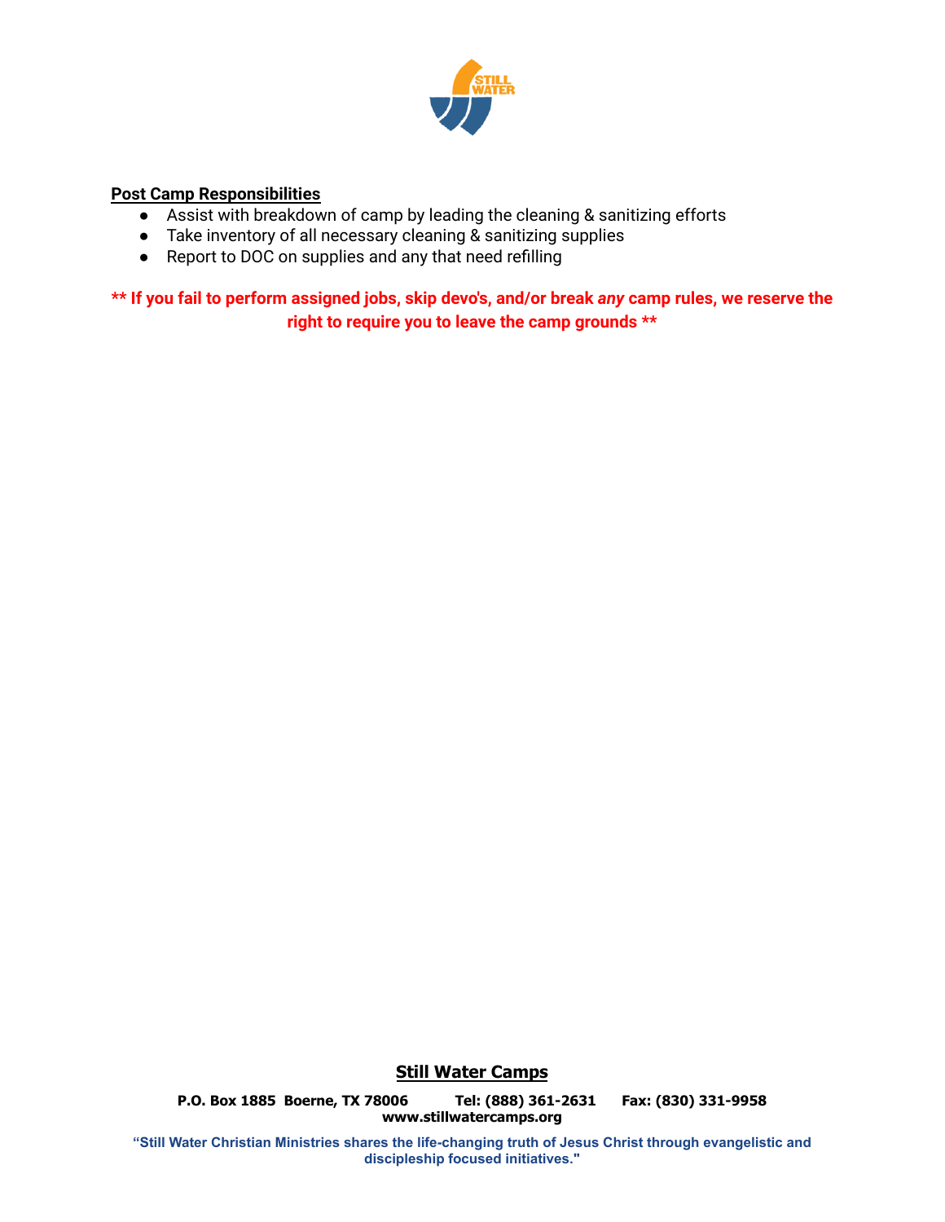**Post Camp Responsibilities**

- Assist with breakdown of camp by leading the cleaning & sanitizing efforts
- Take inventory of all necessary cleaning & sanitizing supplies
- Report to DOC on supplies and any that need refilling

**\*\* If you fail to perform assigned jobs, skip devo's, and/or break *any* camp rules, we reserve the right to require you to leave the camp grounds \*\***

**Still Water Camps**

**P.O. Box 1885 Boerne, TX 78006 Tel: (888) 361-2631 Fax: (830) 331-9958**
**www.stillwatercamps.org**

**"Still Water Christian Ministries shares the life-changing truth of Jesus Christ through evangelistic and discipleship focused initiatives."**